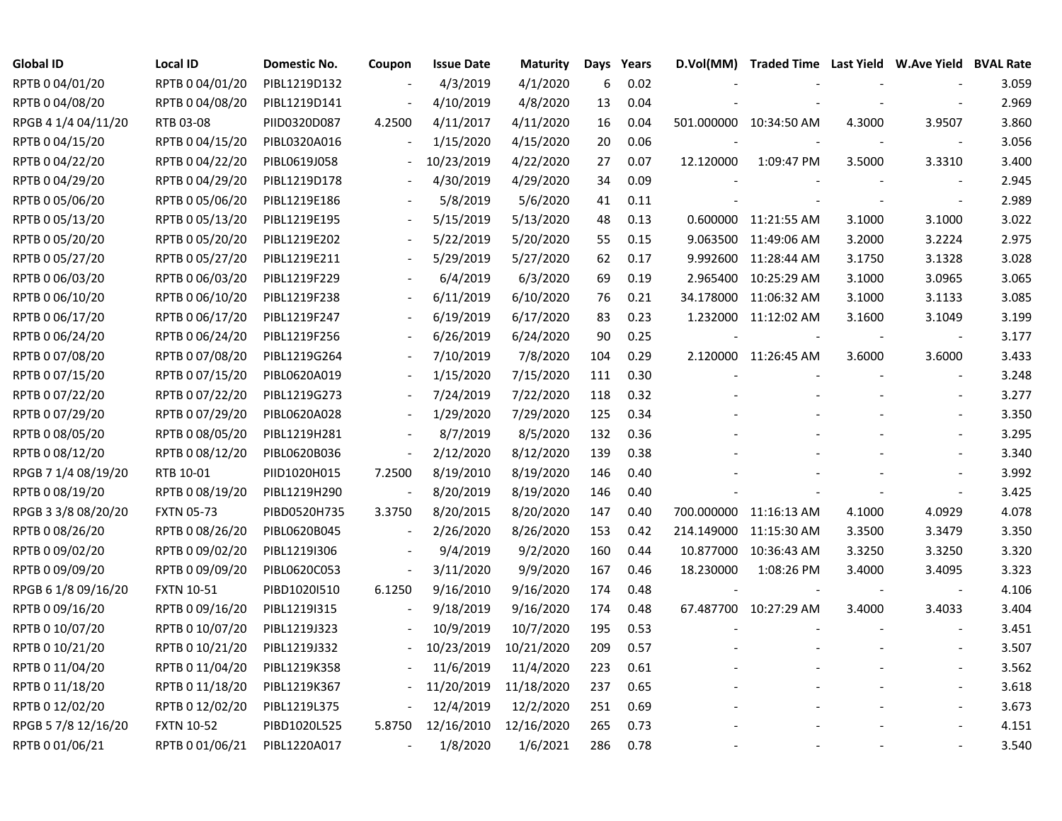| Global ID | Local ID | Domestic No. | Coupon | Issue Date | Maturity | Days | Years | D.Vol(MM) | Traded Time | Last Yield | W.Ave Yield | BVAL Rate |
|---|---|---|---|---|---|---|---|---|---|---|---|---|
| RPTB 0 04/01/20 | RPTB 0 04/01/20 | PIBL1219D132 | - | 4/3/2019 | 4/1/2020 | 6 | 0.02 | - | - | - | - | 3.059 |
| RPTB 0 04/08/20 | RPTB 0 04/08/20 | PIBL1219D141 | - | 4/10/2019 | 4/8/2020 | 13 | 0.04 | - | - | - | - | 2.969 |
| RPGB 4 1/4 04/11/20 | RTB 03-08 | PIID0320D087 | 4.2500 | 4/11/2017 | 4/11/2020 | 16 | 0.04 | 501.000000 | 10:34:50 AM | 4.3000 | 3.9507 | 3.860 |
| RPTB 0 04/15/20 | RPTB 0 04/15/20 | PIBL0320A016 | - | 1/15/2020 | 4/15/2020 | 20 | 0.06 | - | - | - | - | 3.056 |
| RPTB 0 04/22/20 | RPTB 0 04/22/20 | PIBL0619J058 | - | 10/23/2019 | 4/22/2020 | 27 | 0.07 | 12.120000 | 1:09:47 PM | 3.5000 | 3.3310 | 3.400 |
| RPTB 0 04/29/20 | RPTB 0 04/29/20 | PIBL1219D178 | - | 4/30/2019 | 4/29/2020 | 34 | 0.09 | - | - | - | - | 2.945 |
| RPTB 0 05/06/20 | RPTB 0 05/06/20 | PIBL1219E186 | - | 5/8/2019 | 5/6/2020 | 41 | 0.11 | - | - | - | - | 2.989 |
| RPTB 0 05/13/20 | RPTB 0 05/13/20 | PIBL1219E195 | - | 5/15/2019 | 5/13/2020 | 48 | 0.13 | 0.600000 | 11:21:55 AM | 3.1000 | 3.1000 | 3.022 |
| RPTB 0 05/20/20 | RPTB 0 05/20/20 | PIBL1219E202 | - | 5/22/2019 | 5/20/2020 | 55 | 0.15 | 9.063500 | 11:49:06 AM | 3.2000 | 3.2224 | 2.975 |
| RPTB 0 05/27/20 | RPTB 0 05/27/20 | PIBL1219E211 | - | 5/29/2019 | 5/27/2020 | 62 | 0.17 | 9.992600 | 11:28:44 AM | 3.1750 | 3.1328 | 3.028 |
| RPTB 0 06/03/20 | RPTB 0 06/03/20 | PIBL1219F229 | - | 6/4/2019 | 6/3/2020 | 69 | 0.19 | 2.965400 | 10:25:29 AM | 3.1000 | 3.0965 | 3.065 |
| RPTB 0 06/10/20 | RPTB 0 06/10/20 | PIBL1219F238 | - | 6/11/2019 | 6/10/2020 | 76 | 0.21 | 34.178000 | 11:06:32 AM | 3.1000 | 3.1133 | 3.085 |
| RPTB 0 06/17/20 | RPTB 0 06/17/20 | PIBL1219F247 | - | 6/19/2019 | 6/17/2020 | 83 | 0.23 | 1.232000 | 11:12:02 AM | 3.1600 | 3.1049 | 3.199 |
| RPTB 0 06/24/20 | RPTB 0 06/24/20 | PIBL1219F256 | - | 6/26/2019 | 6/24/2020 | 90 | 0.25 | - | - | - | - | 3.177 |
| RPTB 0 07/08/20 | RPTB 0 07/08/20 | PIBL1219G264 | - | 7/10/2019 | 7/8/2020 | 104 | 0.29 | 2.120000 | 11:26:45 AM | 3.6000 | 3.6000 | 3.433 |
| RPTB 0 07/15/20 | RPTB 0 07/15/20 | PIBL0620A019 | - | 1/15/2020 | 7/15/2020 | 111 | 0.30 | - | - | - | - | 3.248 |
| RPTB 0 07/22/20 | RPTB 0 07/22/20 | PIBL1219G273 | - | 7/24/2019 | 7/22/2020 | 118 | 0.32 | - | - | - | - | 3.277 |
| RPTB 0 07/29/20 | RPTB 0 07/29/20 | PIBL0620A028 | - | 1/29/2020 | 7/29/2020 | 125 | 0.34 | - | - | - | - | 3.350 |
| RPTB 0 08/05/20 | RPTB 0 08/05/20 | PIBL1219H281 | - | 8/7/2019 | 8/5/2020 | 132 | 0.36 | - | - | - | - | 3.295 |
| RPTB 0 08/12/20 | RPTB 0 08/12/20 | PIBL0620B036 | - | 2/12/2020 | 8/12/2020 | 139 | 0.38 | - | - | - | - | 3.340 |
| RPGB 7 1/4 08/19/20 | RTB 10-01 | PIID1020H015 | 7.2500 | 8/19/2010 | 8/19/2020 | 146 | 0.40 | - | - | - | - | 3.992 |
| RPTB 0 08/19/20 | RPTB 0 08/19/20 | PIBL1219H290 | - | 8/20/2019 | 8/19/2020 | 146 | 0.40 | - | - | - | - | 3.425 |
| RPGB 3 3/8 08/20/20 | FXTN 05-73 | PIBD0520H735 | 3.3750 | 8/20/2015 | 8/20/2020 | 147 | 0.40 | 700.000000 | 11:16:13 AM | 4.1000 | 4.0929 | 4.078 |
| RPTB 0 08/26/20 | RPTB 0 08/26/20 | PIBL0620B045 | - | 2/26/2020 | 8/26/2020 | 153 | 0.42 | 214.149000 | 11:15:30 AM | 3.3500 | 3.3479 | 3.350 |
| RPTB 0 09/02/20 | RPTB 0 09/02/20 | PIBL1219I306 | - | 9/4/2019 | 9/2/2020 | 160 | 0.44 | 10.877000 | 10:36:43 AM | 3.3250 | 3.3250 | 3.320 |
| RPTB 0 09/09/20 | RPTB 0 09/09/20 | PIBL0620C053 | - | 3/11/2020 | 9/9/2020 | 167 | 0.46 | 18.230000 | 1:08:26 PM | 3.4000 | 3.4095 | 3.323 |
| RPGB 6 1/8 09/16/20 | FXTN 10-51 | PIBD1020I510 | 6.1250 | 9/16/2010 | 9/16/2020 | 174 | 0.48 | - | - | - | - | 4.106 |
| RPTB 0 09/16/20 | RPTB 0 09/16/20 | PIBL1219I315 | - | 9/18/2019 | 9/16/2020 | 174 | 0.48 | 67.487700 | 10:27:29 AM | 3.4000 | 3.4033 | 3.404 |
| RPTB 0 10/07/20 | RPTB 0 10/07/20 | PIBL1219J323 | - | 10/9/2019 | 10/7/2020 | 195 | 0.53 | - | - | - | - | 3.451 |
| RPTB 0 10/21/20 | RPTB 0 10/21/20 | PIBL1219J332 | - | 10/23/2019 | 10/21/2020 | 209 | 0.57 | - | - | - | - | 3.507 |
| RPTB 0 11/04/20 | RPTB 0 11/04/20 | PIBL1219K358 | - | 11/6/2019 | 11/4/2020 | 223 | 0.61 | - | - | - | - | 3.562 |
| RPTB 0 11/18/20 | RPTB 0 11/18/20 | PIBL1219K367 | - | 11/20/2019 | 11/18/2020 | 237 | 0.65 | - | - | - | - | 3.618 |
| RPTB 0 12/02/20 | RPTB 0 12/02/20 | PIBL1219L375 | - | 12/4/2019 | 12/2/2020 | 251 | 0.69 | - | - | - | - | 3.673 |
| RPGB 5 7/8 12/16/20 | FXTN 10-52 | PIBD1020L525 | 5.8750 | 12/16/2010 | 12/16/2020 | 265 | 0.73 | - | - | - | - | 4.151 |
| RPTB 0 01/06/21 | RPTB 0 01/06/21 | PIBL1220A017 | - | 1/8/2020 | 1/6/2021 | 286 | 0.78 | - | - | - | - | 3.540 |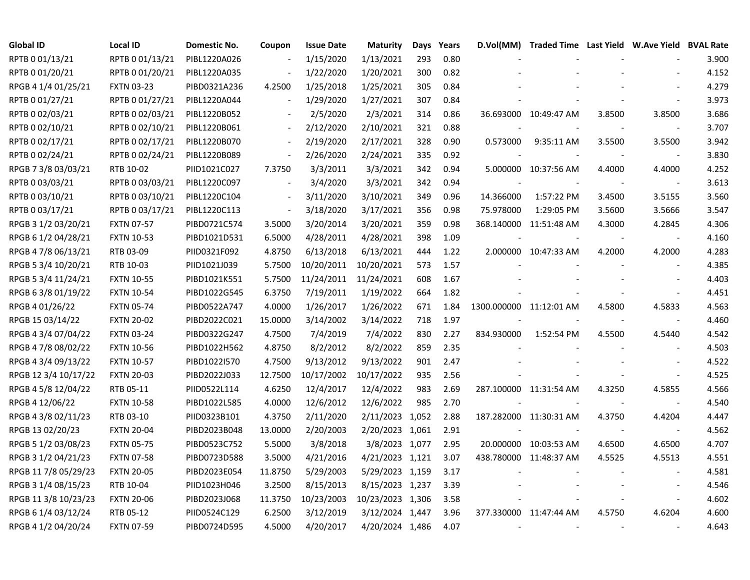| Global ID | Local ID | Domestic No. | Coupon | Issue Date | Maturity | Days | Years | D.Vol(MM) | Traded Time | Last Yield | W.Ave Yield | BVAL Rate |
|---|---|---|---|---|---|---|---|---|---|---|---|---|
| RPTB 0 01/13/21 | RPTB 0 01/13/21 | PIBL1220A026 | - | 1/15/2020 | 1/13/2021 | 293 | 0.80 | - | - | - | - | 3.900 |
| RPTB 0 01/20/21 | RPTB 0 01/20/21 | PIBL1220A035 | - | 1/22/2020 | 1/20/2021 | 300 | 0.82 | - | - | - | - | 4.152 |
| RPGB 4 1/4 01/25/21 | FXTN 03-23 | PIBD0321A236 | 4.2500 | 1/25/2018 | 1/25/2021 | 305 | 0.84 | - | - | - | - | 4.279 |
| RPTB 0 01/27/21 | RPTB 0 01/27/21 | PIBL1220A044 | - | 1/29/2020 | 1/27/2021 | 307 | 0.84 | - | - | - | - | 3.973 |
| RPTB 0 02/03/21 | RPTB 0 02/03/21 | PIBL1220B052 | - | 2/5/2020 | 2/3/2021 | 314 | 0.86 | 36.693000 | 10:49:47 AM | 3.8500 | 3.8500 | 3.686 |
| RPTB 0 02/10/21 | RPTB 0 02/10/21 | PIBL1220B061 | - | 2/12/2020 | 2/10/2021 | 321 | 0.88 | - | - | - | - | 3.707 |
| RPTB 0 02/17/21 | RPTB 0 02/17/21 | PIBL1220B070 | - | 2/19/2020 | 2/17/2021 | 328 | 0.90 | 0.573000 | 9:35:11 AM | 3.5500 | 3.5500 | 3.942 |
| RPTB 0 02/24/21 | RPTB 0 02/24/21 | PIBL1220B089 | - | 2/26/2020 | 2/24/2021 | 335 | 0.92 | - | - | - | - | 3.830 |
| RPGB 7 3/8 03/03/21 | RTB 10-02 | PIID1021C027 | 7.3750 | 3/3/2011 | 3/3/2021 | 342 | 0.94 | 5.000000 | 10:37:56 AM | 4.4000 | 4.4000 | 4.252 |
| RPTB 0 03/03/21 | RPTB 0 03/03/21 | PIBL1220C097 | - | 3/4/2020 | 3/3/2021 | 342 | 0.94 | - | - | - | - | 3.613 |
| RPTB 0 03/10/21 | RPTB 0 03/10/21 | PIBL1220C104 | - | 3/11/2020 | 3/10/2021 | 349 | 0.96 | 14.366000 | 1:57:22 PM | 3.4500 | 3.5155 | 3.560 |
| RPTB 0 03/17/21 | RPTB 0 03/17/21 | PIBL1220C113 | - | 3/18/2020 | 3/17/2021 | 356 | 0.98 | 75.978000 | 1:29:05 PM | 3.5600 | 3.5666 | 3.547 |
| RPGB 3 1/2 03/20/21 | FXTN 07-57 | PIBD0721C574 | 3.5000 | 3/20/2014 | 3/20/2021 | 359 | 0.98 | 368.140000 | 11:51:48 AM | 4.3000 | 4.2845 | 4.306 |
| RPGB 6 1/2 04/28/21 | FXTN 10-53 | PIBD1021D531 | 6.5000 | 4/28/2011 | 4/28/2021 | 398 | 1.09 | - | - | - | - | 4.160 |
| RPGB 4 7/8 06/13/21 | RTB 03-09 | PIID0321F092 | 4.8750 | 6/13/2018 | 6/13/2021 | 444 | 1.22 | 2.000000 | 10:47:33 AM | 4.2000 | 4.2000 | 4.283 |
| RPGB 5 3/4 10/20/21 | RTB 10-03 | PIID1021J039 | 5.7500 | 10/20/2011 | 10/20/2021 | 573 | 1.57 | - | - | - | - | 4.385 |
| RPGB 5 3/4 11/24/21 | FXTN 10-55 | PIBD1021K551 | 5.7500 | 11/24/2011 | 11/24/2021 | 608 | 1.67 | - | - | - | - | 4.403 |
| RPGB 6 3/8 01/19/22 | FXTN 10-54 | PIBD1022G545 | 6.3750 | 7/19/2011 | 1/19/2022 | 664 | 1.82 | - | - | - | - | 4.451 |
| RPGB 4 01/26/22 | FXTN 05-74 | PIBD0522A747 | 4.0000 | 1/26/2017 | 1/26/2022 | 671 | 1.84 | 1300.000000 | 11:12:01 AM | 4.5800 | 4.5833 | 4.563 |
| RPGB 15 03/14/22 | FXTN 20-02 | PIBD2022C021 | 15.0000 | 3/14/2002 | 3/14/2022 | 718 | 1.97 | - | - | - | - | 4.460 |
| RPGB 4 3/4 07/04/22 | FXTN 03-24 | PIBD0322G247 | 4.7500 | 7/4/2019 | 7/4/2022 | 830 | 2.27 | 834.930000 | 1:52:54 PM | 4.5500 | 4.5440 | 4.542 |
| RPGB 4 7/8 08/02/22 | FXTN 10-56 | PIBD1022H562 | 4.8750 | 8/2/2012 | 8/2/2022 | 859 | 2.35 | - | - | - | - | 4.503 |
| RPGB 4 3/4 09/13/22 | FXTN 10-57 | PIBD1022I570 | 4.7500 | 9/13/2012 | 9/13/2022 | 901 | 2.47 | - | - | - | - | 4.522 |
| RPGB 12 3/4 10/17/22 | FXTN 20-03 | PIBD2022J033 | 12.7500 | 10/17/2002 | 10/17/2022 | 935 | 2.56 | - | - | - | - | 4.525 |
| RPGB 4 5/8 12/04/22 | RTB 05-11 | PIID0522L114 | 4.6250 | 12/4/2017 | 12/4/2022 | 983 | 2.69 | 287.100000 | 11:31:54 AM | 4.3250 | 4.5855 | 4.566 |
| RPGB 4 12/06/22 | FXTN 10-58 | PIBD1022L585 | 4.0000 | 12/6/2012 | 12/6/2022 | 985 | 2.70 | - | - | - | - | 4.540 |
| RPGB 4 3/8 02/11/23 | RTB 03-10 | PIID0323B101 | 4.3750 | 2/11/2020 | 2/11/2023 | 1,052 | 2.88 | 187.282000 | 11:30:31 AM | 4.3750 | 4.4204 | 4.447 |
| RPGB 13 02/20/23 | FXTN 20-04 | PIBD2023B048 | 13.0000 | 2/20/2003 | 2/20/2023 | 1,061 | 2.91 | - | - | - | - | 4.562 |
| RPGB 5 1/2 03/08/23 | FXTN 05-75 | PIBD0523C752 | 5.5000 | 3/8/2018 | 3/8/2023 | 1,077 | 2.95 | 20.000000 | 10:03:53 AM | 4.6500 | 4.6500 | 4.707 |
| RPGB 3 1/2 04/21/23 | FXTN 07-58 | PIBD0723D588 | 3.5000 | 4/21/2016 | 4/21/2023 | 1,121 | 3.07 | 438.780000 | 11:48:37 AM | 4.5525 | 4.5513 | 4.551 |
| RPGB 11 7/8 05/29/23 | FXTN 20-05 | PIBD2023E054 | 11.8750 | 5/29/2003 | 5/29/2023 | 1,159 | 3.17 | - | - | - | - | 4.581 |
| RPGB 3 1/4 08/15/23 | RTB 10-04 | PIID1023H046 | 3.2500 | 8/15/2013 | 8/15/2023 | 1,237 | 3.39 | - | - | - | - | 4.546 |
| RPGB 11 3/8 10/23/23 | FXTN 20-06 | PIBD2023J068 | 11.3750 | 10/23/2003 | 10/23/2023 | 1,306 | 3.58 | - | - | - | - | 4.602 |
| RPGB 6 1/4 03/12/24 | RTB 05-12 | PIID0524C129 | 6.2500 | 3/12/2019 | 3/12/2024 | 1,447 | 3.96 | 377.330000 | 11:47:44 AM | 4.5750 | 4.6204 | 4.600 |
| RPGB 4 1/2 04/20/24 | FXTN 07-59 | PIBD0724D595 | 4.5000 | 4/20/2017 | 4/20/2024 | 1,486 | 4.07 | - | - | - | - | 4.643 |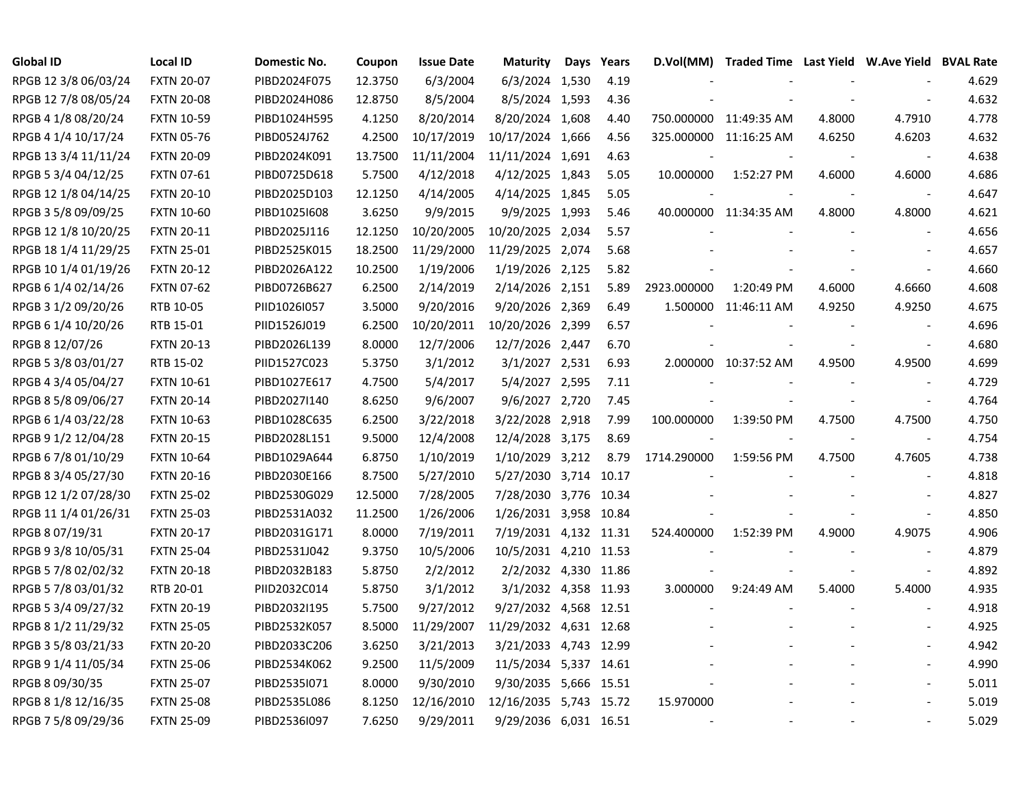| Global ID | Local ID | Domestic No. | Coupon | Issue Date | Maturity | Days | Years | D.Vol(MM) | Traded Time | Last Yield | W.Ave Yield | BVAL Rate |
|---|---|---|---|---|---|---|---|---|---|---|---|---|
| RPGB 12 3/8 06/03/24 | FXTN 20-07 | PIBD2024F075 | 12.3750 | 6/3/2004 | 6/3/2024 | 1,530 | 4.19 | - | - | - | - | 4.629 |
| RPGB 12 7/8 08/05/24 | FXTN 20-08 | PIBD2024H086 | 12.8750 | 8/5/2004 | 8/5/2024 | 1,593 | 4.36 | - | - | - | - | 4.632 |
| RPGB 4 1/8 08/20/24 | FXTN 10-59 | PIBD1024H595 | 4.1250 | 8/20/2014 | 8/20/2024 | 1,608 | 4.40 | 750.000000 | 11:49:35 AM | 4.8000 | 4.7910 | 4.778 |
| RPGB 4 1/4 10/17/24 | FXTN 05-76 | PIBD0524J762 | 4.2500 | 10/17/2019 | 10/17/2024 | 1,666 | 4.56 | 325.000000 | 11:16:25 AM | 4.6250 | 4.6203 | 4.632 |
| RPGB 13 3/4 11/11/24 | FXTN 20-09 | PIBD2024K091 | 13.7500 | 11/11/2004 | 11/11/2024 | 1,691 | 4.63 | - | - | - | - | 4.638 |
| RPGB 5 3/4 04/12/25 | FXTN 07-61 | PIBD0725D618 | 5.7500 | 4/12/2018 | 4/12/2025 | 1,843 | 5.05 | 10.000000 | 1:52:27 PM | 4.6000 | 4.6000 | 4.686 |
| RPGB 12 1/8 04/14/25 | FXTN 20-10 | PIBD2025D103 | 12.1250 | 4/14/2005 | 4/14/2025 | 1,845 | 5.05 | - | - | - | - | 4.647 |
| RPGB 3 5/8 09/09/25 | FXTN 10-60 | PIBD1025I608 | 3.6250 | 9/9/2015 | 9/9/2025 | 1,993 | 5.46 | 40.000000 | 11:34:35 AM | 4.8000 | 4.8000 | 4.621 |
| RPGB 12 1/8 10/20/25 | FXTN 20-11 | PIBD2025J116 | 12.1250 | 10/20/2005 | 10/20/2025 | 2,034 | 5.57 | - | - | - | - | 4.656 |
| RPGB 18 1/4 11/29/25 | FXTN 25-01 | PIBD2525K015 | 18.2500 | 11/29/2000 | 11/29/2025 | 2,074 | 5.68 | - | - | - | - | 4.657 |
| RPGB 10 1/4 01/19/26 | FXTN 20-12 | PIBD2026A122 | 10.2500 | 1/19/2006 | 1/19/2026 | 2,125 | 5.82 | - | - | - | - | 4.660 |
| RPGB 6 1/4 02/14/26 | FXTN 07-62 | PIBD0726B627 | 6.2500 | 2/14/2019 | 2/14/2026 | 2,151 | 5.89 | 2923.000000 | 1:20:49 PM | 4.6000 | 4.6660 | 4.608 |
| RPGB 3 1/2 09/20/26 | RTB 10-05 | PIID1026I057 | 3.5000 | 9/20/2016 | 9/20/2026 | 2,369 | 6.49 | 1.500000 | 11:46:11 AM | 4.9250 | 4.9250 | 4.675 |
| RPGB 6 1/4 10/20/26 | RTB 15-01 | PIID1526J019 | 6.2500 | 10/20/2011 | 10/20/2026 | 2,399 | 6.57 | - | - | - | - | 4.696 |
| RPGB 8 12/07/26 | FXTN 20-13 | PIBD2026L139 | 8.0000 | 12/7/2006 | 12/7/2026 | 2,447 | 6.70 | - | - | - | - | 4.680 |
| RPGB 5 3/8 03/01/27 | RTB 15-02 | PIID1527C023 | 5.3750 | 3/1/2012 | 3/1/2027 | 2,531 | 6.93 | 2.000000 | 10:37:52 AM | 4.9500 | 4.9500 | 4.699 |
| RPGB 4 3/4 05/04/27 | FXTN 10-61 | PIBD1027E617 | 4.7500 | 5/4/2017 | 5/4/2027 | 2,595 | 7.11 | - | - | - | - | 4.729 |
| RPGB 8 5/8 09/06/27 | FXTN 20-14 | PIBD2027I140 | 8.6250 | 9/6/2007 | 9/6/2027 | 2,720 | 7.45 | - | - | - | - | 4.764 |
| RPGB 6 1/4 03/22/28 | FXTN 10-63 | PIBD1028C635 | 6.2500 | 3/22/2018 | 3/22/2028 | 2,918 | 7.99 | 100.000000 | 1:39:50 PM | 4.7500 | 4.7500 | 4.750 |
| RPGB 9 1/2 12/04/28 | FXTN 20-15 | PIBD2028L151 | 9.5000 | 12/4/2008 | 12/4/2028 | 3,175 | 8.69 | - | - | - | - | 4.754 |
| RPGB 6 7/8 01/10/29 | FXTN 10-64 | PIBD1029A644 | 6.8750 | 1/10/2019 | 1/10/2029 | 3,212 | 8.79 | 1714.290000 | 1:59:56 PM | 4.7500 | 4.7605 | 4.738 |
| RPGB 8 3/4 05/27/30 | FXTN 20-16 | PIBD2030E166 | 8.7500 | 5/27/2010 | 5/27/2030 | 3,714 | 10.17 | - | - | - | - | 4.818 |
| RPGB 12 1/2 07/28/30 | FXTN 25-02 | PIBD2530G029 | 12.5000 | 7/28/2005 | 7/28/2030 | 3,776 | 10.34 | - | - | - | - | 4.827 |
| RPGB 11 1/4 01/26/31 | FXTN 25-03 | PIBD2531A032 | 11.2500 | 1/26/2006 | 1/26/2031 | 3,958 | 10.84 | - | - | - | - | 4.850 |
| RPGB 8 07/19/31 | FXTN 20-17 | PIBD2031G171 | 8.0000 | 7/19/2011 | 7/19/2031 | 4,132 | 11.31 | 524.400000 | 1:52:39 PM | 4.9000 | 4.9075 | 4.906 |
| RPGB 9 3/8 10/05/31 | FXTN 25-04 | PIBD2531J042 | 9.3750 | 10/5/2006 | 10/5/2031 | 4,210 | 11.53 | - | - | - | - | 4.879 |
| RPGB 5 7/8 02/02/32 | FXTN 20-18 | PIBD2032B183 | 5.8750 | 2/2/2012 | 2/2/2032 | 4,330 | 11.86 | - | - | - | - | 4.892 |
| RPGB 5 7/8 03/01/32 | RTB 20-01 | PIID2032C014 | 5.8750 | 3/1/2012 | 3/1/2032 | 4,358 | 11.93 | 3.000000 | 9:24:49 AM | 5.4000 | 5.4000 | 4.935 |
| RPGB 5 3/4 09/27/32 | FXTN 20-19 | PIBD2032I195 | 5.7500 | 9/27/2012 | 9/27/2032 | 4,568 | 12.51 | - | - | - | - | 4.918 |
| RPGB 8 1/2 11/29/32 | FXTN 25-05 | PIBD2532K057 | 8.5000 | 11/29/2007 | 11/29/2032 | 4,631 | 12.68 | - | - | - | - | 4.925 |
| RPGB 3 5/8 03/21/33 | FXTN 20-20 | PIBD2033C206 | 3.6250 | 3/21/2013 | 3/21/2033 | 4,743 | 12.99 | - | - | - | - | 4.942 |
| RPGB 9 1/4 11/05/34 | FXTN 25-06 | PIBD2534K062 | 9.2500 | 11/5/2009 | 11/5/2034 | 5,337 | 14.61 | - | - | - | - | 4.990 |
| RPGB 8 09/30/35 | FXTN 25-07 | PIBD2535I071 | 8.0000 | 9/30/2010 | 9/30/2035 | 5,666 | 15.51 | - | - | - | - | 5.011 |
| RPGB 8 1/8 12/16/35 | FXTN 25-08 | PIBD2535L086 | 8.1250 | 12/16/2010 | 12/16/2035 | 5,743 | 15.72 | 15.970000 | - | - | - | 5.019 |
| RPGB 7 5/8 09/29/36 | FXTN 25-09 | PIBD2536I097 | 7.6250 | 9/29/2011 | 9/29/2036 | 6,031 | 16.51 | - | - | - | - | 5.029 |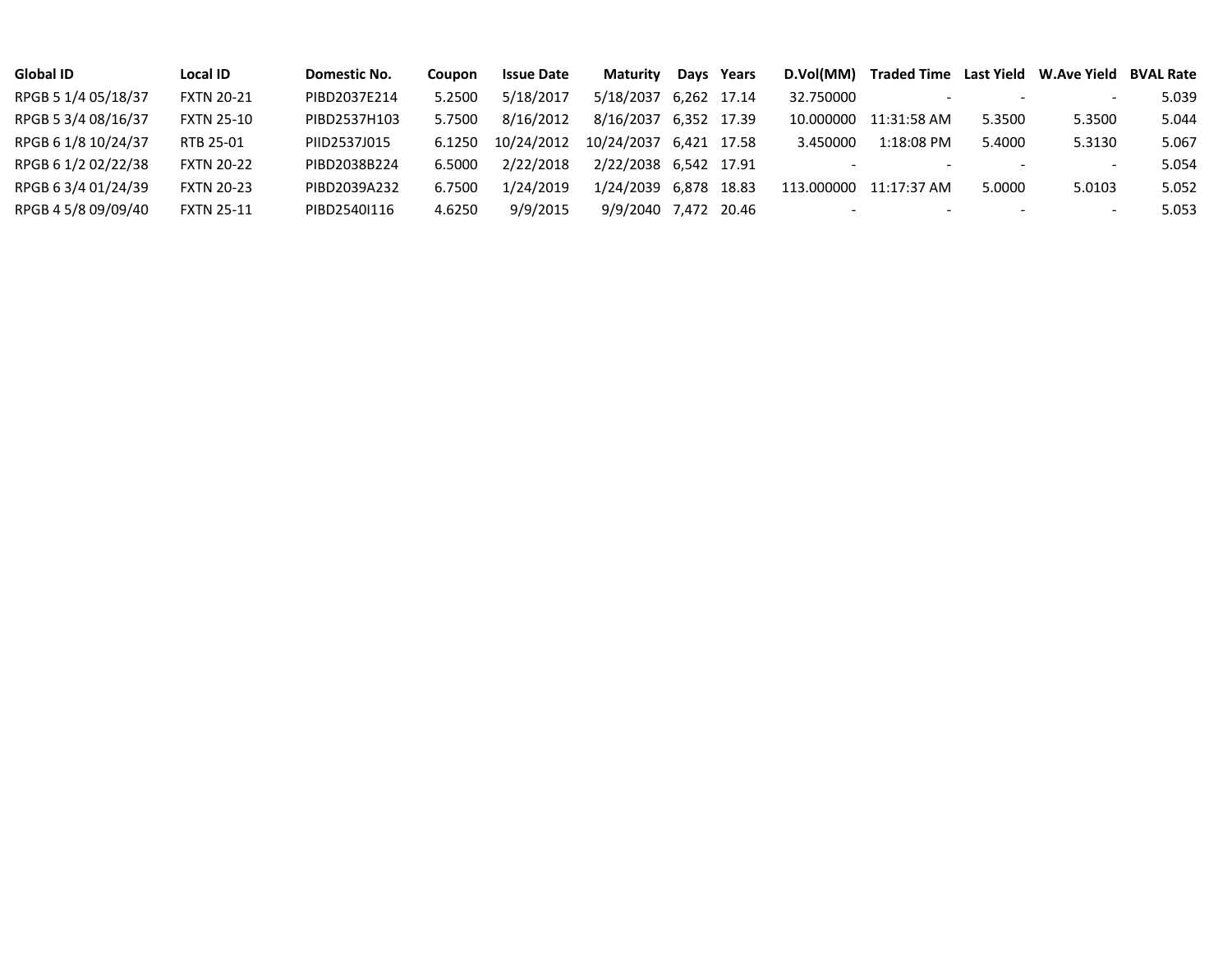| Global ID | Local ID | Domestic No. | Coupon | Issue Date | Maturity | Days | Years | D.Vol(MM) | Traded Time | Last Yield | W.Ave Yield | BVAL Rate |
|---|---|---|---|---|---|---|---|---|---|---|---|---|
| RPGB 5 1/4 05/18/37 | FXTN 20-21 | PIBD2037E214 | 5.2500 | 5/18/2017 | 5/18/2037 | 6,262 | 17.14 | 32.750000 | - | - | - | 5.039 |
| RPGB 5 3/4 08/16/37 | FXTN 25-10 | PIBD2537H103 | 5.7500 | 8/16/2012 | 8/16/2037 | 6,352 | 17.39 | 10.000000 | 11:31:58 AM | 5.3500 | 5.3500 | 5.044 |
| RPGB 6 1/8 10/24/37 | RTB 25-01 | PIID2537J015 | 6.1250 | 10/24/2012 | 10/24/2037 | 6,421 | 17.58 | 3.450000 | 1:18:08 PM | 5.4000 | 5.3130 | 5.067 |
| RPGB 6 1/2 02/22/38 | FXTN 20-22 | PIBD2038B224 | 6.5000 | 2/22/2018 | 2/22/2038 | 6,542 | 17.91 | - | - | - | - | 5.054 |
| RPGB 6 3/4 01/24/39 | FXTN 20-23 | PIBD2039A232 | 6.7500 | 1/24/2019 | 1/24/2039 | 6,878 | 18.83 | 113.000000 | 11:17:37 AM | 5.0000 | 5.0103 | 5.052 |
| RPGB 4 5/8 09/09/40 | FXTN 25-11 | PIBD2540I116 | 4.6250 | 9/9/2015 | 9/9/2040 | 7,472 | 20.46 | - | - | - | - | 5.053 |